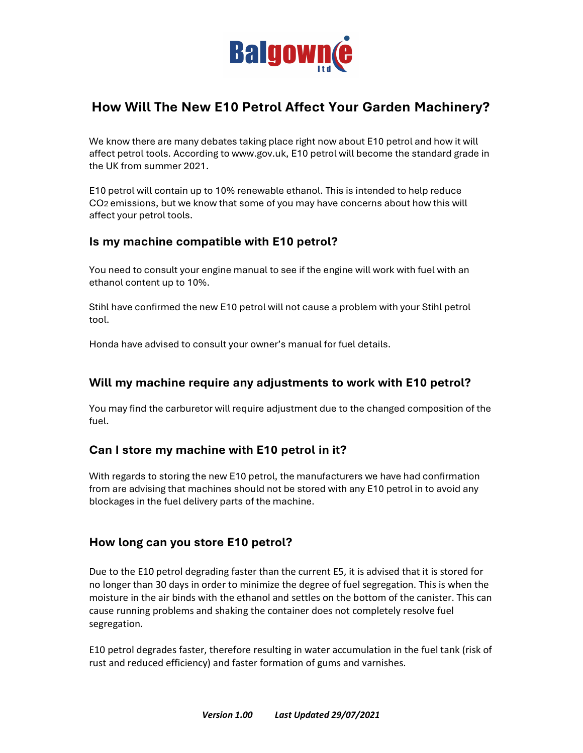# How Will The New E10 Petrol Affect Your Garden Machinery?

We know there are many debates taking place right now about E10 petrol and how it will affect petrol tools. According to www.gov.uk, E10 petrol will become the standard grade in the UK from summer 2021.

E10 petrol will contain up to 10% renewable ethanol. This is intended to help reduce $CO_2$ emissions, but we know that some of you may have concerns about how this will affect your petrol tools.

## Is my machine compatible with E10 petrol?

You need to consult your engine manual to see if the engine will work with fuel with an ethanol content up to 10%.

Stihl have confirmed the new E10 petrol will not cause a problem with your Stihl petrol tool.

Honda have advised to consult your owner's manual for fuel details.

## Will my machine require any adjustments to work with E10 petrol?

You may find the carburetor will require adjustment due to the changed composition of the fuel.

## Can I store my machine with E10 petrol in it?

With regards to storing the new E10 petrol, the manufacturers we have had confirmation from are advising that machines should not be stored with any E10 petrol in to avoid any blockages in the fuel delivery parts of the machine.

## How long can you store E10 petrol?

Due to the E10 petrol degrading faster than the current E5, it is advised that it is stored for no longer than 30 days in order to minimize the degree of fuel segregation. This is when the moisture in the air binds with the ethanol and settles on the bottom of the canister. This can cause running problems and shaking the container does not completely resolve fuel segregation.

E10 petrol degrades faster, therefore resulting in water accumulation in the fuel tank (risk of rust and reduced efficiency) and faster formation of gums and varnishes.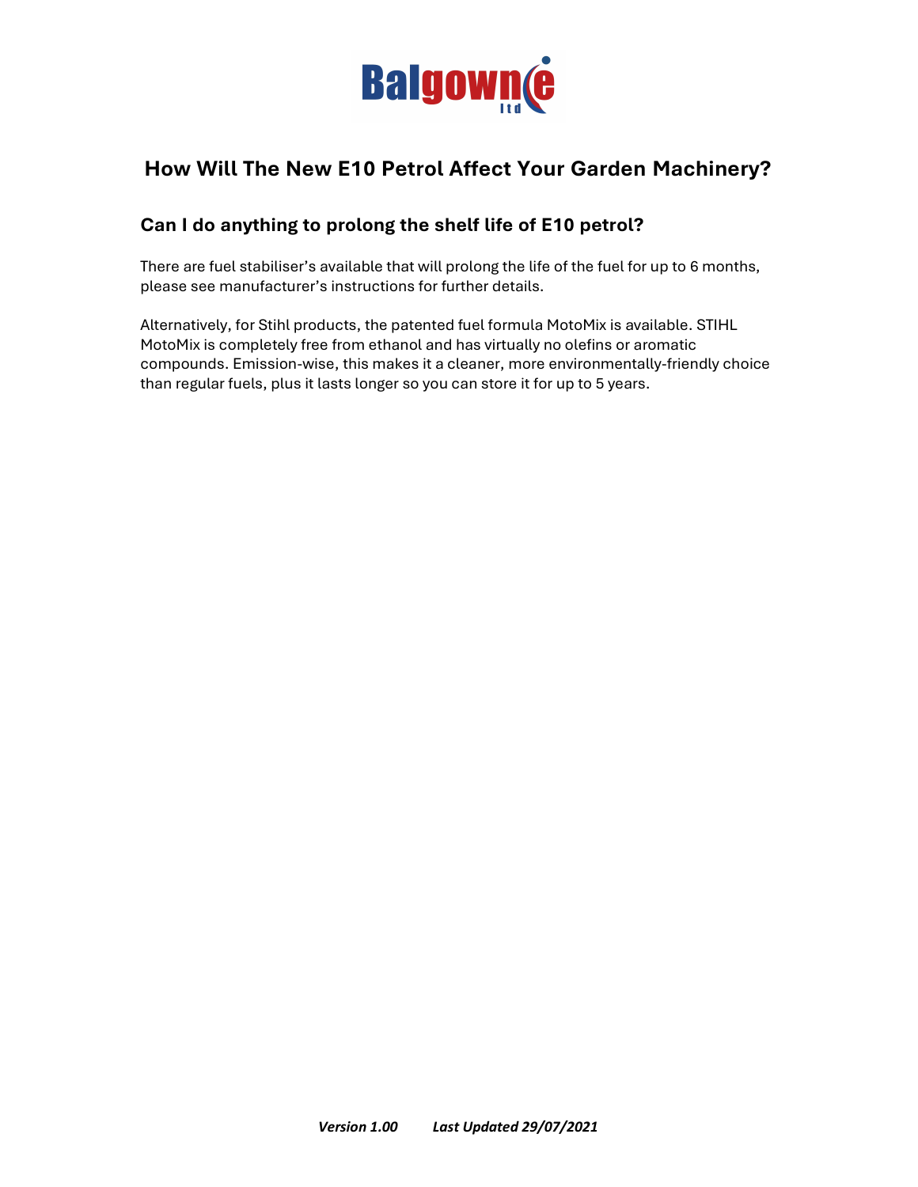## How Will The New E10 Petrol Affect Your Garden Machinery?

### Can I do anything to prolong the shelf life of E10 petrol?

There are fuel stabiliser's available that will prolong the life of the fuel for up to 6 months, please see manufacturer's instructions for further details.

Alternatively, for Stihl products, the patented fuel formula MotoMix is available. STIHL MotoMix is completely free from ethanol and has virtually no olefins or aromatic compounds. Emission-wise, this makes it a cleaner, more environmentally-friendly choice than regular fuels, plus it lasts longer so you can store it for up to 5 years.